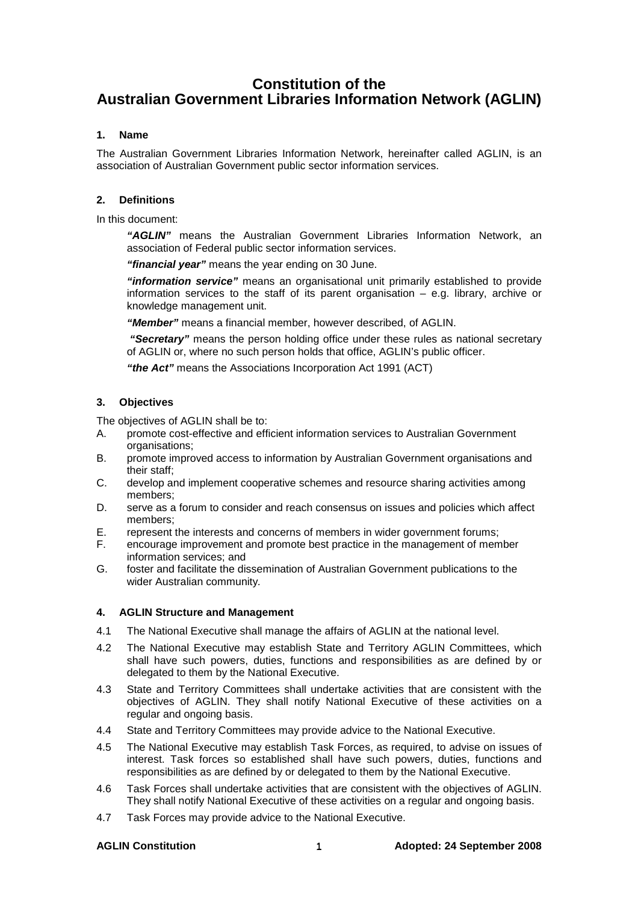# Constitution of the Australian Government Libraries Information Network (AGLIN)

### 1. Name

The Australian Government Libraries Information Network, hereinafter called AGLIN, is an association of Australian Government public sector information services.

### 2. Definitions

In this document:

> ***"AGLIN"*** means the Australian Government Libraries Information Network, an association of Federal public sector information services.
>
> ***"financial year"*** means the year ending on 30 June.
>
> ***"information service"*** means an organisational unit primarily established to provide information services to the staff of its parent organisation – e.g. library, archive or knowledge management unit.
>
> ***"Member"*** means a financial member, however described, of AGLIN.
>
> ***"Secretary"*** means the person holding office under these rules as national secretary of AGLIN or, where no such person holds that office, AGLIN's public officer.
>
> ***"the Act"*** means the Associations Incorporation Act 1991 (ACT)

### 3. Objectives

The objectives of AGLIN shall be to:

A. promote cost-effective and efficient information services to Australian Government organisations;

B. promote improved access to information by Australian Government organisations and their staff;

C. develop and implement cooperative schemes and resource sharing activities among members;

D. serve as a forum to consider and reach consensus on issues and policies which affect members;

E. represent the interests and concerns of members in wider government forums;

F. encourage improvement and promote best practice in the management of member information services; and

G. foster and facilitate the dissemination of Australian Government publications to the wider Australian community.

### 4. AGLIN Structure and Management

4.1 The National Executive shall manage the affairs of AGLIN at the national level.

4.2 The National Executive may establish State and Territory AGLIN Committees, which shall have such powers, duties, functions and responsibilities as are defined by or delegated to them by the National Executive.

4.3 State and Territory Committees shall undertake activities that are consistent with the objectives of AGLIN. They shall notify National Executive of these activities on a regular and ongoing basis.

4.4 State and Territory Committees may provide advice to the National Executive.

4.5 The National Executive may establish Task Forces, as required, to advise on issues of interest. Task forces so established shall have such powers, duties, functions and responsibilities as are defined by or delegated to them by the National Executive.

4.6 Task Forces shall undertake activities that are consistent with the objectives of AGLIN. They shall notify National Executive of these activities on a regular and ongoing basis.

4.7 Task Forces may provide advice to the National Executive.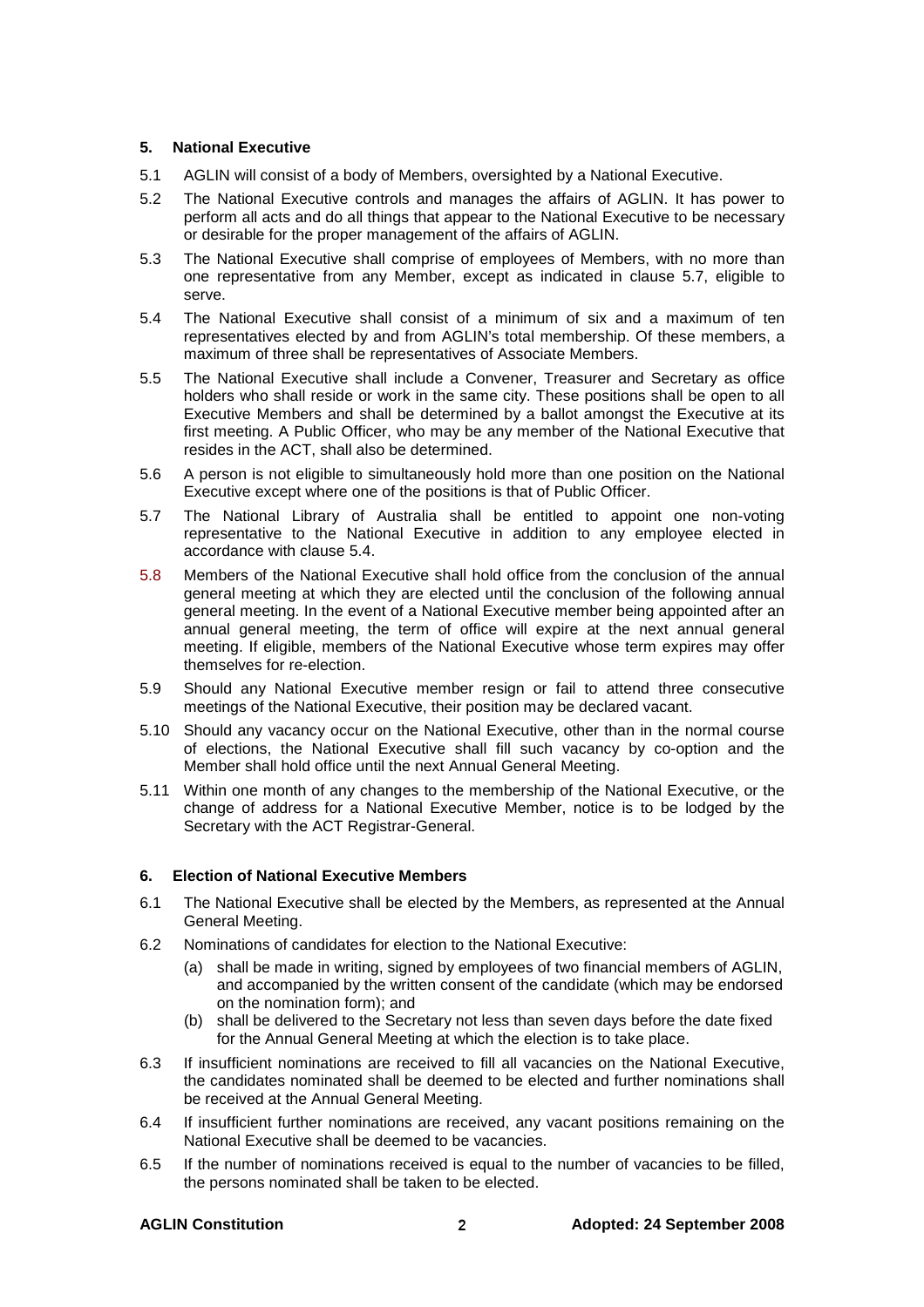### 5. National Executive

5.1 AGLIN will consist of a body of Members, oversighted by a National Executive.

5.2 The National Executive controls and manages the affairs of AGLIN. It has power to perform all acts and do all things that appear to the National Executive to be necessary or desirable for the proper management of the affairs of AGLIN.

5.3 The National Executive shall comprise of employees of Members, with no more than one representative from any Member, except as indicated in clause 5.7, eligible to serve.

5.4 The National Executive shall consist of a minimum of six and a maximum of ten representatives elected by and from AGLIN's total membership. Of these members, a maximum of three shall be representatives of Associate Members.

5.5 The National Executive shall include a Convener, Treasurer and Secretary as office holders who shall reside or work in the same city. These positions shall be open to all Executive Members and shall be determined by a ballot amongst the Executive at its first meeting. A Public Officer, who may be any member of the National Executive that resides in the ACT, shall also be determined.

5.6 A person is not eligible to simultaneously hold more than one position on the National Executive except where one of the positions is that of Public Officer.

5.7 The National Library of Australia shall be entitled to appoint one non-voting representative to the National Executive in addition to any employee elected in accordance with clause 5.4.

5.8 Members of the National Executive shall hold office from the conclusion of the annual general meeting at which they are elected until the conclusion of the following annual general meeting. In the event of a National Executive member being appointed after an annual general meeting, the term of office will expire at the next annual general meeting. If eligible, members of the National Executive whose term expires may offer themselves for re-election.

5.9 Should any National Executive member resign or fail to attend three consecutive meetings of the National Executive, their position may be declared vacant.

5.10 Should any vacancy occur on the National Executive, other than in the normal course of elections, the National Executive shall fill such vacancy by co-option and the Member shall hold office until the next Annual General Meeting.

5.11 Within one month of any changes to the membership of the National Executive, or the change of address for a National Executive Member, notice is to be lodged by the Secretary with the ACT Registrar-General.

### 6. Election of National Executive Members

6.1 The National Executive shall be elected by the Members, as represented at the Annual General Meeting.

6.2 Nominations of candidates for election to the National Executive:

(a) shall be made in writing, signed by employees of two financial members of AGLIN, and accompanied by the written consent of the candidate (which may be endorsed on the nomination form); and

(b) shall be delivered to the Secretary not less than seven days before the date fixed for the Annual General Meeting at which the election is to take place.

6.3 If insufficient nominations are received to fill all vacancies on the National Executive, the candidates nominated shall be deemed to be elected and further nominations shall be received at the Annual General Meeting.

6.4 If insufficient further nominations are received, any vacant positions remaining on the National Executive shall be deemed to be vacancies.

6.5 If the number of nominations received is equal to the number of vacancies to be filled, the persons nominated shall be taken to be elected.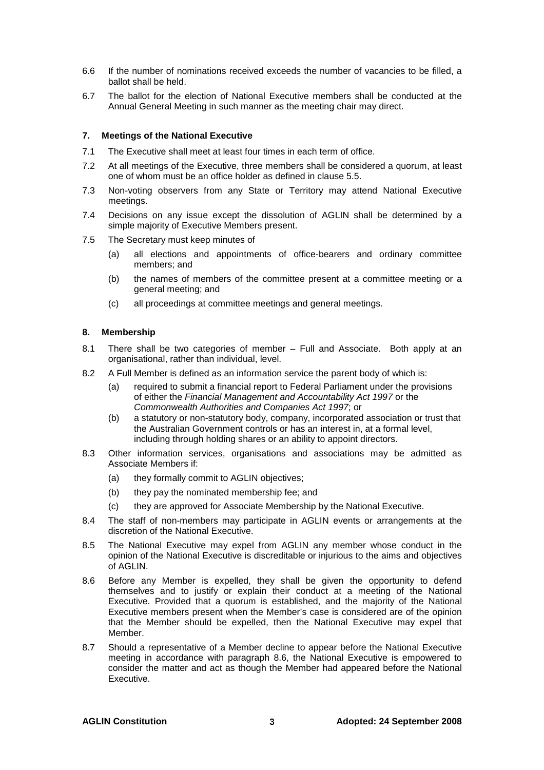6.6 If the number of nominations received exceeds the number of vacancies to be filled, a ballot shall be held.

6.7 The ballot for the election of National Executive members shall be conducted at the Annual General Meeting in such manner as the meeting chair may direct.

## 7. Meetings of the National Executive

7.1 The Executive shall meet at least four times in each term of office.

7.2 At all meetings of the Executive, three members shall be considered a quorum, at least one of whom must be an office holder as defined in clause 5.5.

7.3 Non-voting observers from any State or Territory may attend National Executive meetings.

7.4 Decisions on any issue except the dissolution of AGLIN shall be determined by a simple majority of Executive Members present.

7.5 The Secretary must keep minutes of

- (a) all elections and appointments of office-bearers and ordinary committee members; and
- (b) the names of members of the committee present at a committee meeting or a general meeting; and
- (c) all proceedings at committee meetings and general meetings.

## 8. Membership

8.1 There shall be two categories of member – Full and Associate. Both apply at an organisational, rather than individual, level.

8.2 A Full Member is defined as an information service the parent body of which is:

- (a) required to submit a financial report to Federal Parliament under the provisions of either the *Financial Management and Accountability Act 1997* or the *Commonwealth Authorities and Companies Act 1997*; or
- (b) a statutory or non-statutory body, company, incorporated association or trust that the Australian Government controls or has an interest in, at a formal level, including through holding shares or an ability to appoint directors.

8.3 Other information services, organisations and associations may be admitted as Associate Members if:

- (a) they formally commit to AGLIN objectives;
- (b) they pay the nominated membership fee; and
- (c) they are approved for Associate Membership by the National Executive.

8.4 The staff of non-members may participate in AGLIN events or arrangements at the discretion of the National Executive.

8.5 The National Executive may expel from AGLIN any member whose conduct in the opinion of the National Executive is discreditable or injurious to the aims and objectives of AGLIN.

8.6 Before any Member is expelled, they shall be given the opportunity to defend themselves and to justify or explain their conduct at a meeting of the National Executive. Provided that a quorum is established, and the majority of the National Executive members present when the Member's case is considered are of the opinion that the Member should be expelled, then the National Executive may expel that Member.

8.7 Should a representative of a Member decline to appear before the National Executive meeting in accordance with paragraph 8.6, the National Executive is empowered to consider the matter and act as though the Member had appeared before the National Executive.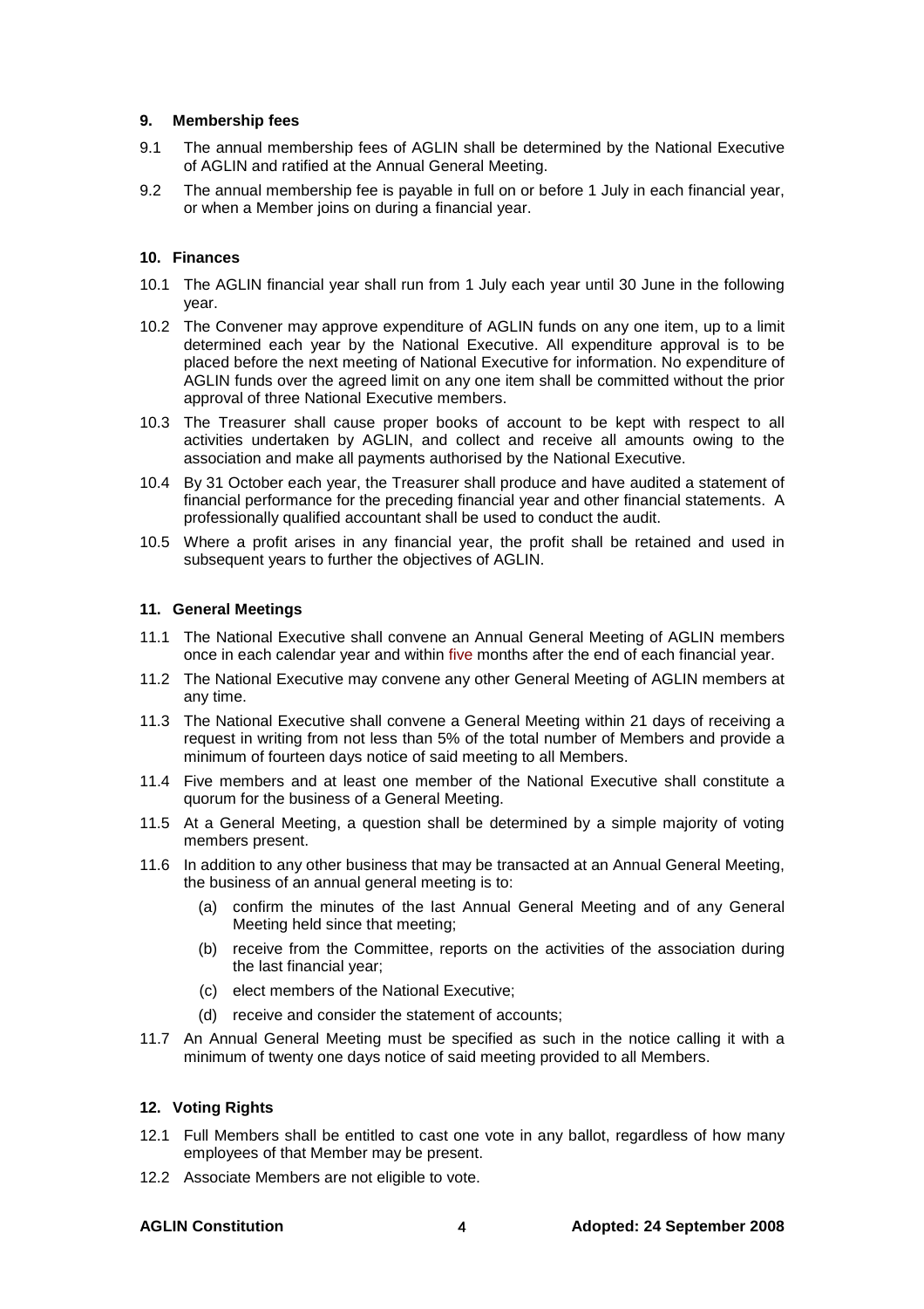### 9. Membership fees

9.1 The annual membership fees of AGLIN shall be determined by the National Executive of AGLIN and ratified at the Annual General Meeting.

9.2 The annual membership fee is payable in full on or before 1 July in each financial year, or when a Member joins on during a financial year.

### 10. Finances

10.1 The AGLIN financial year shall run from 1 July each year until 30 June in the following year.

10.2 The Convener may approve expenditure of AGLIN funds on any one item, up to a limit determined each year by the National Executive. All expenditure approval is to be placed before the next meeting of National Executive for information. No expenditure of AGLIN funds over the agreed limit on any one item shall be committed without the prior approval of three National Executive members.

10.3 The Treasurer shall cause proper books of account to be kept with respect to all activities undertaken by AGLIN, and collect and receive all amounts owing to the association and make all payments authorised by the National Executive.

10.4 By 31 October each year, the Treasurer shall produce and have audited a statement of financial performance for the preceding financial year and other financial statements. A professionally qualified accountant shall be used to conduct the audit.

10.5 Where a profit arises in any financial year, the profit shall be retained and used in subsequent years to further the objectives of AGLIN.

### 11. General Meetings

11.1 The National Executive shall convene an Annual General Meeting of AGLIN members once in each calendar year and within five months after the end of each financial year.

11.2 The National Executive may convene any other General Meeting of AGLIN members at any time.

11.3 The National Executive shall convene a General Meeting within 21 days of receiving a request in writing from not less than 5% of the total number of Members and provide a minimum of fourteen days notice of said meeting to all Members.

11.4 Five members and at least one member of the National Executive shall constitute a quorum for the business of a General Meeting.

11.5 At a General Meeting, a question shall be determined by a simple majority of voting members present.

11.6 In addition to any other business that may be transacted at an Annual General Meeting, the business of an annual general meeting is to:

(a) confirm the minutes of the last Annual General Meeting and of any General Meeting held since that meeting;

(b) receive from the Committee, reports on the activities of the association during the last financial year;

(c) elect members of the National Executive;

(d) receive and consider the statement of accounts;

11.7 An Annual General Meeting must be specified as such in the notice calling it with a minimum of twenty one days notice of said meeting provided to all Members.

### 12. Voting Rights

12.1 Full Members shall be entitled to cast one vote in any ballot, regardless of how many employees of that Member may be present.

12.2 Associate Members are not eligible to vote.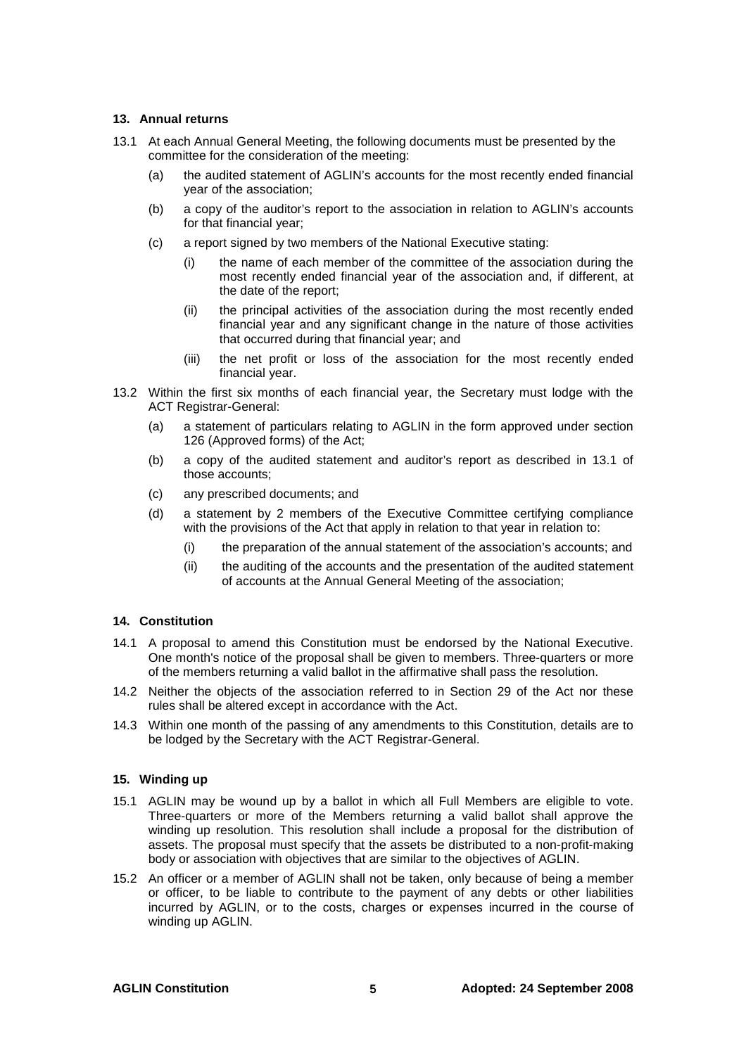## 13. Annual returns

13.1 At each Annual General Meeting, the following documents must be presented by the committee for the consideration of the meeting:

- (a) the audited statement of AGLIN's accounts for the most recently ended financial year of the association;
- (b) a copy of the auditor's report to the association in relation to AGLIN's accounts for that financial year;
- (c) a report signed by two members of the National Executive stating:
  - (i) the name of each member of the committee of the association during the most recently ended financial year of the association and, if different, at the date of the report;
  - (ii) the principal activities of the association during the most recently ended financial year and any significant change in the nature of those activities that occurred during that financial year; and
  - (iii) the net profit or loss of the association for the most recently ended financial year.

13.2 Within the first six months of each financial year, the Secretary must lodge with the ACT Registrar-General:

- (a) a statement of particulars relating to AGLIN in the form approved under section 126 (Approved forms) of the Act;
- (b) a copy of the audited statement and auditor's report as described in 13.1 of those accounts;
- (c) any prescribed documents; and
- (d) a statement by 2 members of the Executive Committee certifying compliance with the provisions of the Act that apply in relation to that year in relation to:
  - (i) the preparation of the annual statement of the association's accounts; and
  - (ii) the auditing of the accounts and the presentation of the audited statement of accounts at the Annual General Meeting of the association;

## 14. Constitution

14.1 A proposal to amend this Constitution must be endorsed by the National Executive. One month's notice of the proposal shall be given to members. Three-quarters or more of the members returning a valid ballot in the affirmative shall pass the resolution.

14.2 Neither the objects of the association referred to in Section 29 of the Act nor these rules shall be altered except in accordance with the Act.

14.3 Within one month of the passing of any amendments to this Constitution, details are to be lodged by the Secretary with the ACT Registrar-General.

## 15. Winding up

15.1 AGLIN may be wound up by a ballot in which all Full Members are eligible to vote. Three-quarters or more of the Members returning a valid ballot shall approve the winding up resolution. This resolution shall include a proposal for the distribution of assets. The proposal must specify that the assets be distributed to a non-profit-making body or association with objectives that are similar to the objectives of AGLIN.

15.2 An officer or a member of AGLIN shall not be taken, only because of being a member or officer, to be liable to contribute to the payment of any debts or other liabilities incurred by AGLIN, or to the costs, charges or expenses incurred in the course of winding up AGLIN.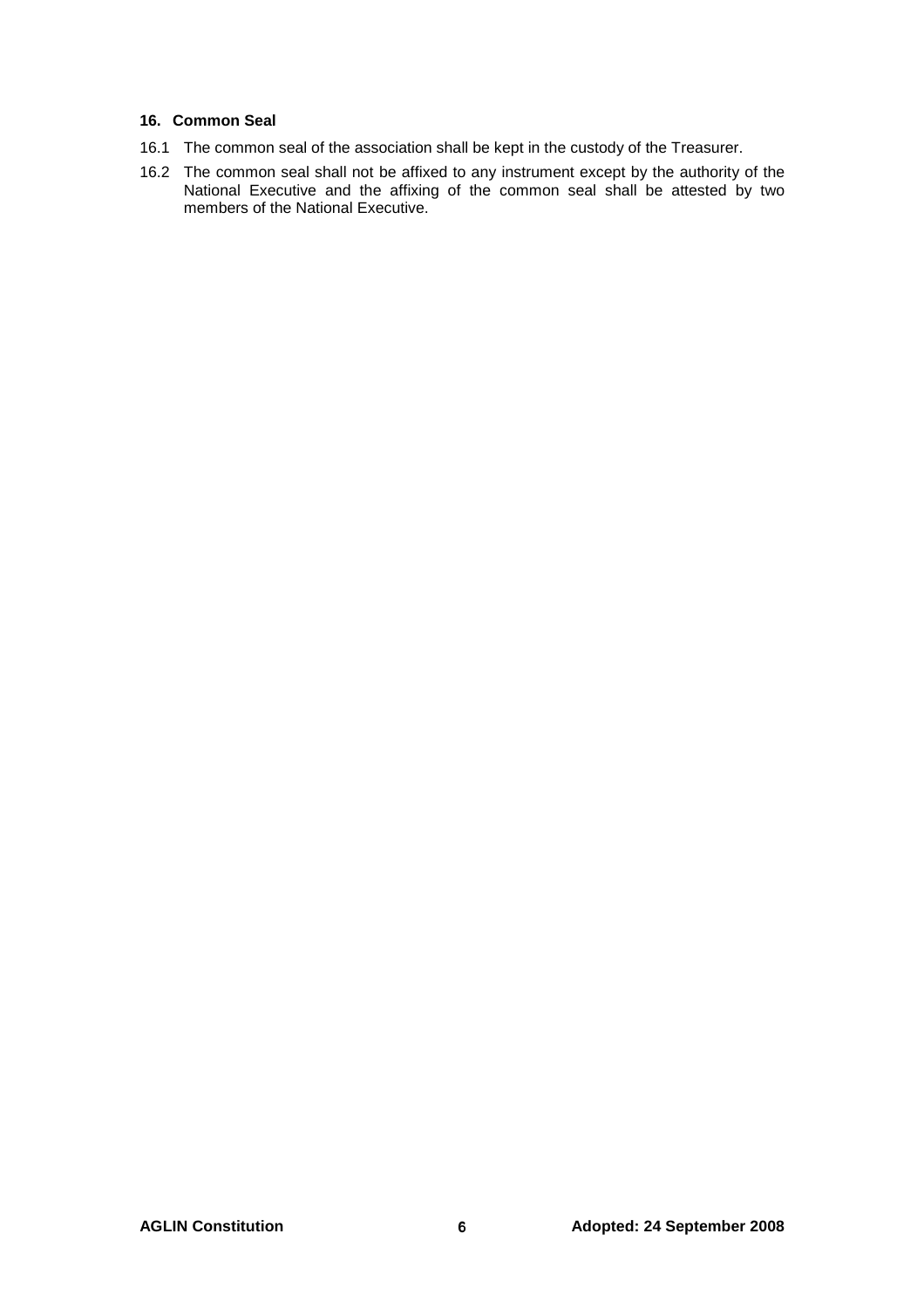## 16. Common Seal

16.1 The common seal of the association shall be kept in the custody of the Treasurer.

16.2 The common seal shall not be affixed to any instrument except by the authority of the National Executive and the affixing of the common seal shall be attested by two members of the National Executive.